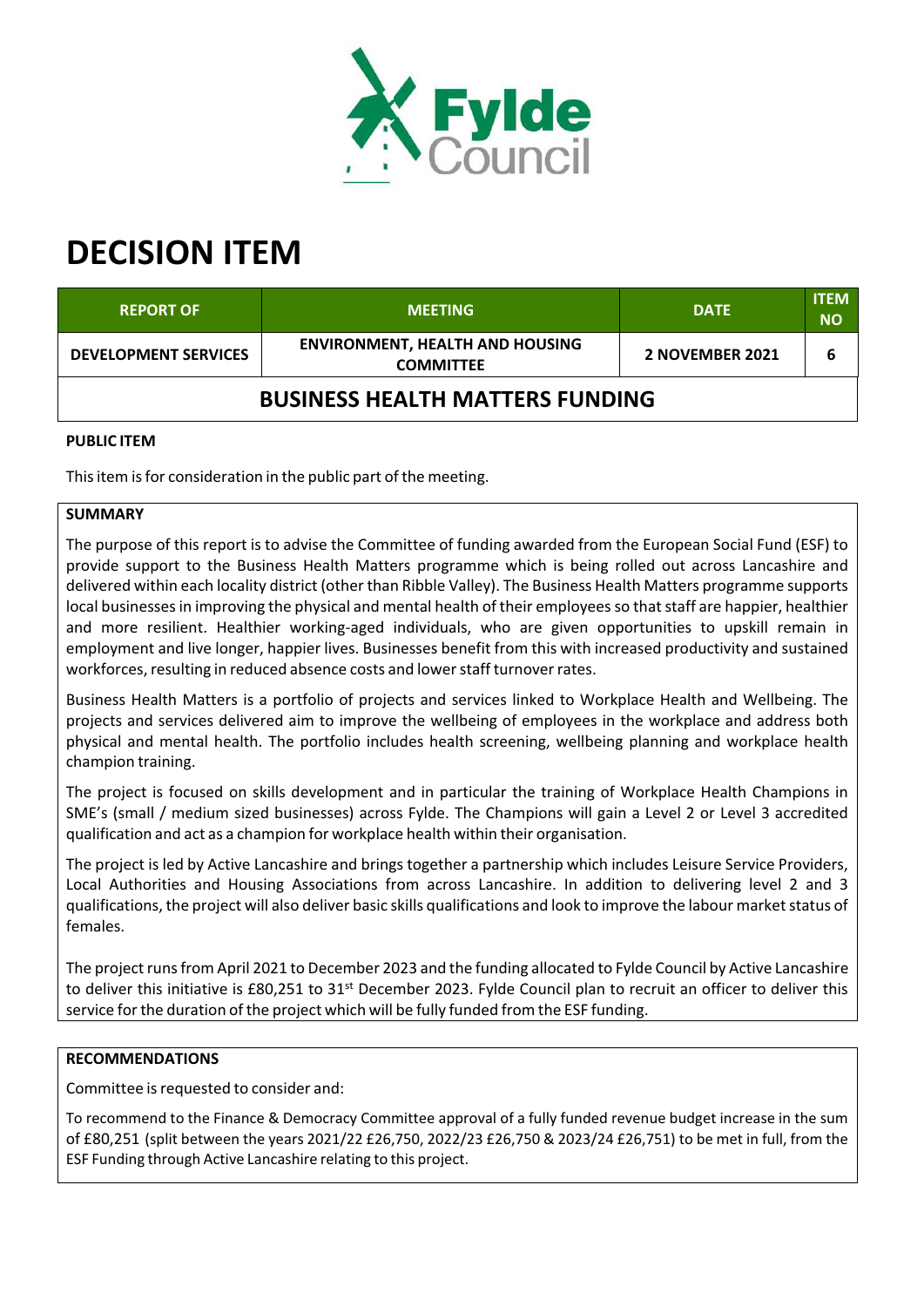Fylde Council

# DECISION ITEM

| REPORT OF | MEETING | DATE | ITEM NO |
|---|---|---|---|
| DEVELOPMENT SERVICES | ENVIRONMENT, HEALTH AND HOUSING COMMITTEE | 2 NOVEMBER 2021 | 6 |

## BUSINESS HEALTH MATTERS FUNDING

**PUBLIC ITEM**

This item is for consideration in the public part of the meeting.

**SUMMARY**

The purpose of this report is to advise the Committee of funding awarded from the European Social Fund (ESF) to provide support to the Business Health Matters programme which is being rolled out across Lancashire and delivered within each locality district (other than Ribble Valley). The Business Health Matters programme supports local businesses in improving the physical and mental health of their employees so that staff are happier, healthier and more resilient. Healthier working-aged individuals, who are given opportunities to upskill remain in employment and live longer, happier lives. Businesses benefit from this with increased productivity and sustained workforces, resulting in reduced absence costs and lower staff turnover rates.

Business Health Matters is a portfolio of projects and services linked to Workplace Health and Wellbeing. The projects and services delivered aim to improve the wellbeing of employees in the workplace and address both physical and mental health. The portfolio includes health screening, wellbeing planning and workplace health champion training.

The project is focused on skills development and in particular the training of Workplace Health Champions in SME's (small / medium sized businesses) across Fylde. The Champions will gain a Level 2 or Level 3 accredited qualification and act as a champion for workplace health within their organisation.

The project is led by Active Lancashire and brings together a partnership which includes Leisure Service Providers, Local Authorities and Housing Associations from across Lancashire. In addition to delivering level 2 and 3 qualifications, the project will also deliver basic skills qualifications and look to improve the labour market status of females.

The project runs from April 2021 to December 2023 and the funding allocated to Fylde Council by Active Lancashire to deliver this initiative is £80,251 to 31st December 2023. Fylde Council plan to recruit an officer to deliver this service for the duration of the project which will be fully funded from the ESF funding.

**RECOMMENDATIONS**

Committee is requested to consider and:

To recommend to the Finance & Democracy Committee approval of a fully funded revenue budget increase in the sum of £80,251 (split between the years 2021/22 £26,750, 2022/23 £26,750 & 2023/24 £26,751) to be met in full, from the ESF Funding through Active Lancashire relating to this project.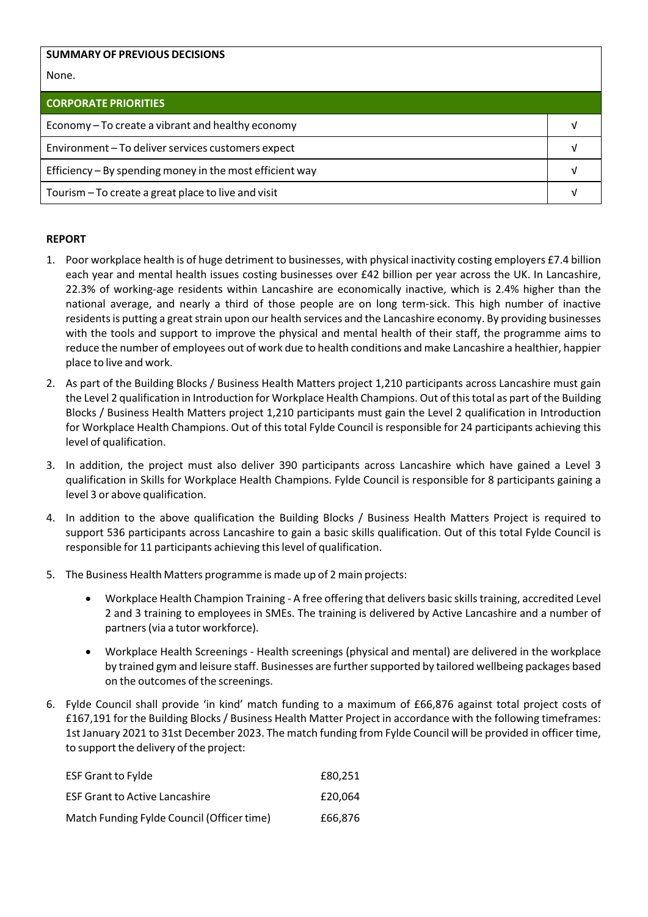| SUMMARY OF PREVIOUS DECISIONS | |
|---|---|
| None. | |

| CORPORATE PRIORITIES | |
|---|---|
| Economy – To create a vibrant and healthy economy | √ |
| Environment – To deliver services customers expect | √ |
| Efficiency – By spending money in the most efficient way | √ |
| Tourism – To create a great place to live and visit | √ |

**REPORT**

1. Poor workplace health is of huge detriment to businesses, with physical inactivity costing employers £7.4 billion each year and mental health issues costing businesses over £42 billion per year across the UK. In Lancashire, 22.3% of working-age residents within Lancashire are economically inactive, which is 2.4% higher than the national average, and nearly a third of those people are on long term-sick. This high number of inactive residents is putting a great strain upon our health services and the Lancashire economy. By providing businesses with the tools and support to improve the physical and mental health of their staff, the programme aims to reduce the number of employees out of work due to health conditions and make Lancashire a healthier, happier place to live and work.

2. As part of the Building Blocks / Business Health Matters project 1,210 participants across Lancashire must gain the Level 2 qualification in Introduction for Workplace Health Champions. Out of this total as part of the Building Blocks / Business Health Matters project 1,210 participants must gain the Level 2 qualification in Introduction for Workplace Health Champions. Out of this total Fylde Council is responsible for 24 participants achieving this level of qualification.

3. In addition, the project must also deliver 390 participants across Lancashire which have gained a Level 3 qualification in Skills for Workplace Health Champions. Fylde Council is responsible for 8 participants gaining a level 3 or above qualification.

4. In addition to the above qualification the Building Blocks / Business Health Matters Project is required to support 536 participants across Lancashire to gain a basic skills qualification. Out of this total Fylde Council is responsible for 11 participants achieving this level of qualification.

5. The Business Health Matters programme is made up of 2 main projects:

   - Workplace Health Champion Training - A free offering that delivers basic skills training, accredited Level 2 and 3 training to employees in SMEs. The training is delivered by Active Lancashire and a number of partners (via a tutor workforce).

   - Workplace Health Screenings - Health screenings (physical and mental) are delivered in the workplace by trained gym and leisure staff. Businesses are further supported by tailored wellbeing packages based on the outcomes of the screenings.

6. Fylde Council shall provide 'in kind' match funding to a maximum of £66,876 against total project costs of £167,191 for the Building Blocks / Business Health Matter Project in accordance with the following timeframes: 1st January 2021 to 31st December 2023. The match funding from Fylde Council will be provided in officer time, to support the delivery of the project:

| | |
|---|---|
| ESF Grant to Fylde | £80,251 |
| ESF Grant to Active Lancashire | £20,064 |
| Match Funding Fylde Council (Officer time) | £66,876 |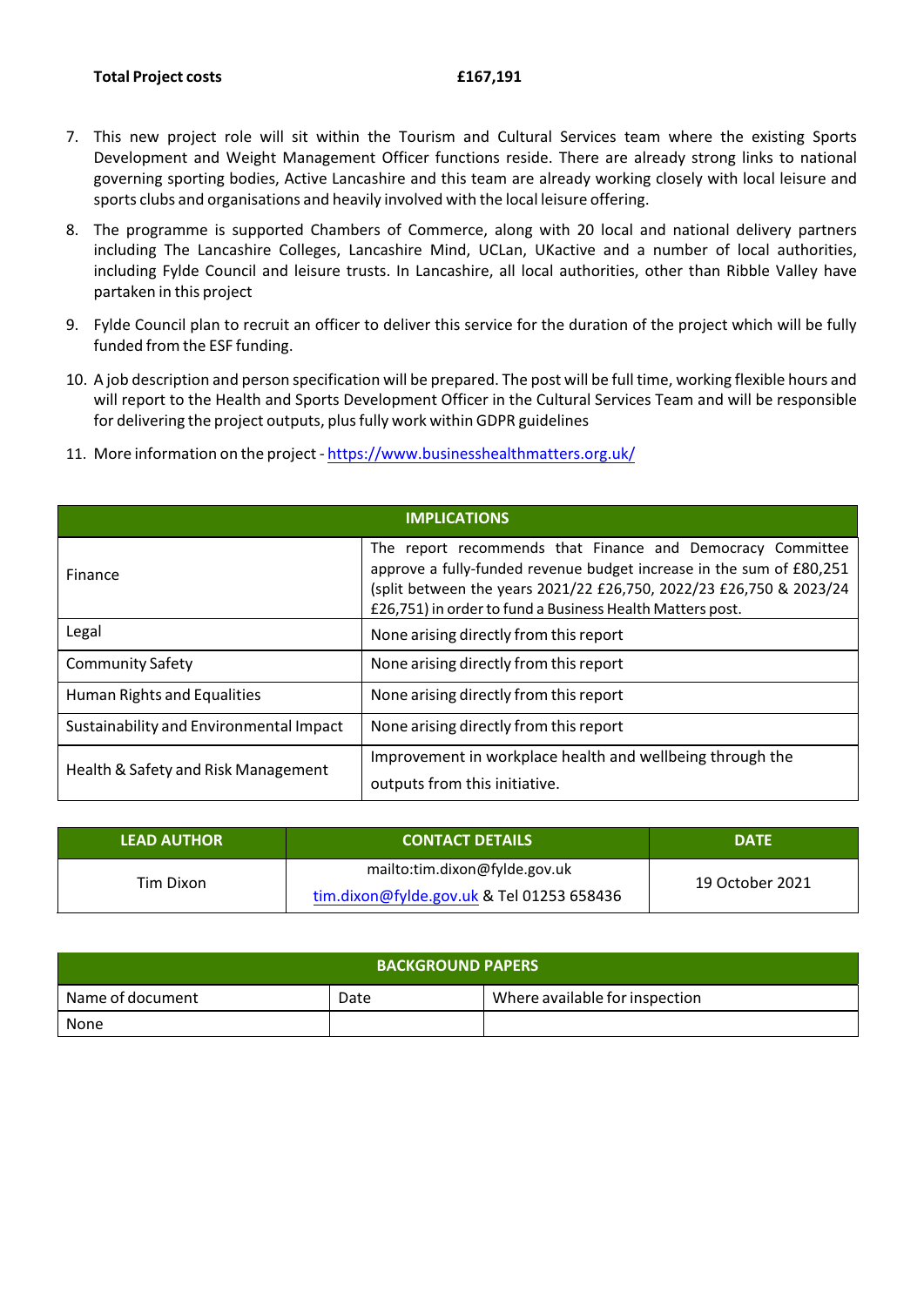**Total Project costs** **£167,191**

7. This new project role will sit within the Tourism and Cultural Services team where the existing Sports Development and Weight Management Officer functions reside. There are already strong links to national governing sporting bodies, Active Lancashire and this team are already working closely with local leisure and sports clubs and organisations and heavily involved with the local leisure offering.
8. The programme is supported Chambers of Commerce, along with 20 local and national delivery partners including The Lancashire Colleges, Lancashire Mind, UCLan, UKactive and a number of local authorities, including Fylde Council and leisure trusts. In Lancashire, all local authorities, other than Ribble Valley have partaken in this project
9. Fylde Council plan to recruit an officer to deliver this service for the duration of the project which will be fully funded from the ESF funding.
10. A job description and person specification will be prepared. The post will be full time, working flexible hours and will report to the Health and Sports Development Officer in the Cultural Services Team and will be responsible for delivering the project outputs, plus fully work within GDPR guidelines
11. More information on the project - https://www.businesshealthmatters.org.uk/

| IMPLICATIONS | |
|---|---|
| Finance | The report recommends that Finance and Democracy Committee approve a fully-funded revenue budget increase in the sum of £80,251 (split between the years 2021/22 £26,750, 2022/23 £26,750 & 2023/24 £26,751) in order to fund a Business Health Matters post. |
| Legal | None arising directly from this report |
| Community Safety | None arising directly from this report |
| Human Rights and Equalities | None arising directly from this report |
| Sustainability and Environmental Impact | None arising directly from this report |
| Health & Safety and Risk Management | Improvement in workplace health and wellbeing through the outputs from this initiative. |

| LEAD AUTHOR | CONTACT DETAILS | DATE |
|---|---|---|
| Tim Dixon | mailto:tim.dixon@fylde.gov.uk<br>tim.dixon@fylde.gov.uk & Tel 01253 658436 | 19 October 2021 |

| BACKGROUND PAPERS | | |
|---|---|---|
| Name of document | Date | Where available for inspection |
| None | | |